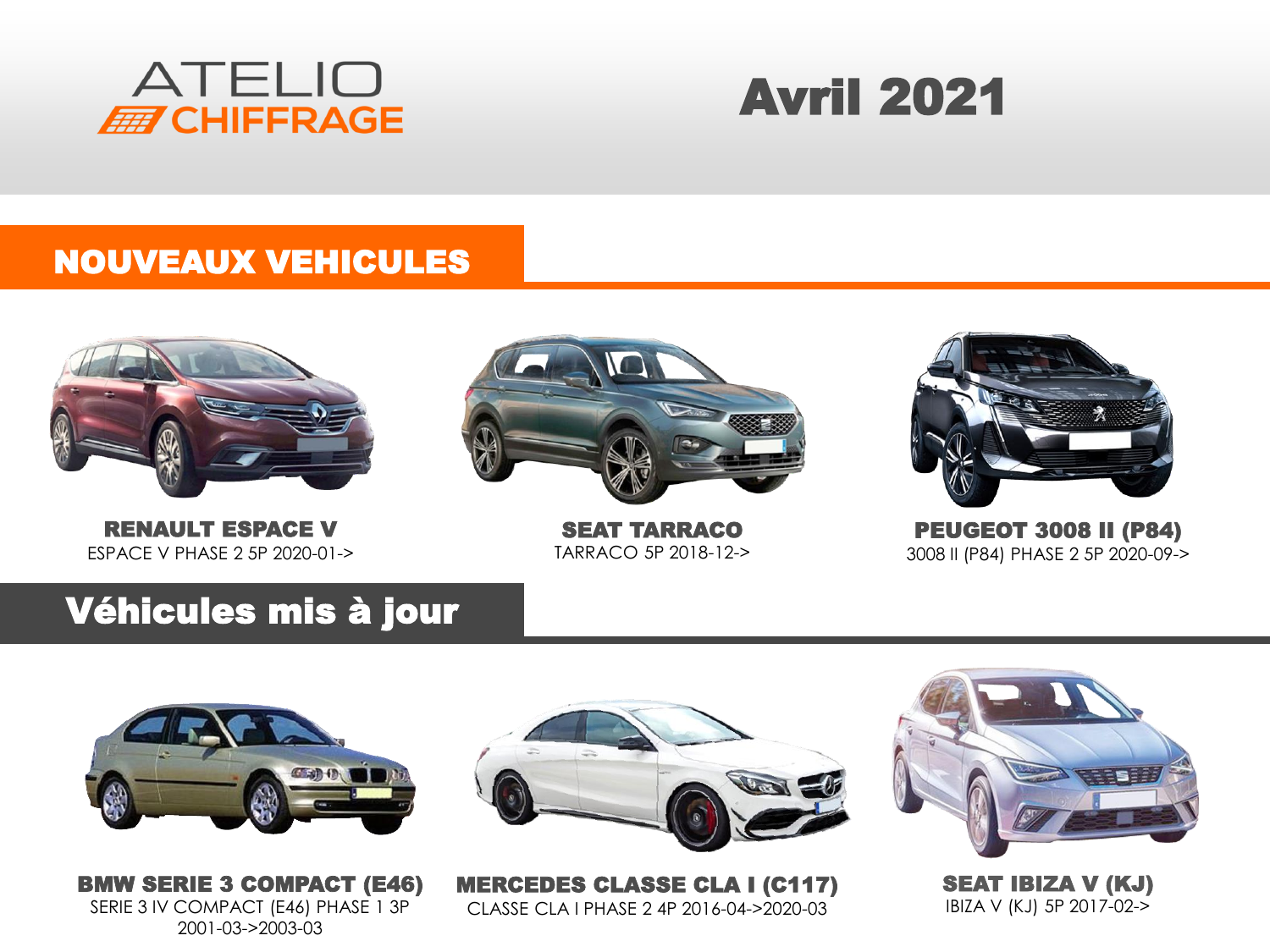ATELIO CHIFFRAGE

# Avril 2021

## NOUVEAUX VEHICULES

**RENAULT ESPACE V**
ESPACE V PHASE 2 5P 2020-01->

**SEAT TARRACO**
TARRACO 5P 2018-12->

**PEUGEOT 3008 II (P84)**
3008 II (P84) PHASE 2 5P 2020-09->

## Véhicules mis à jour

**BMW SERIE 3 COMPACT (E46)**
SERIE 3 IV COMPACT (E46) PHASE 1 3P 2001-03->2003-03

**MERCEDES CLASSE CLA I (C117)**
CLASSE CLA I PHASE 2 4P 2016-04->2020-03

**SEAT IBIZA V (KJ)**
IBIZA V (KJ) 5P 2017-02->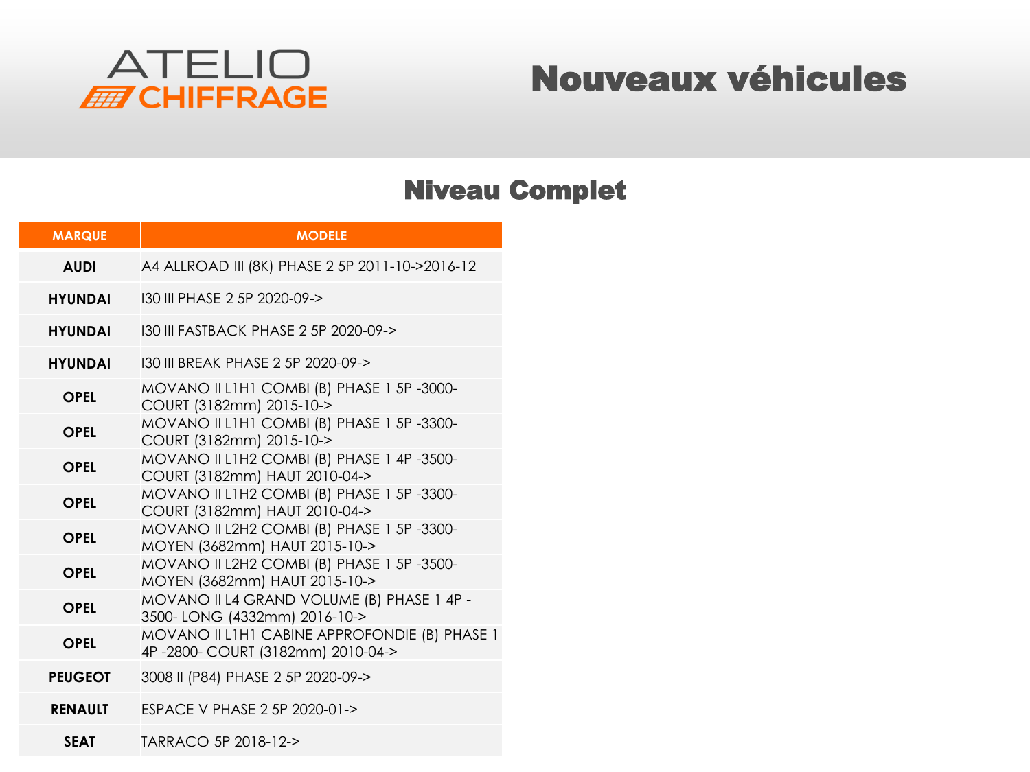# Nouveaux véhicules

## Niveau Complet

| MARQUE | MODELE |
|---|---|
| **AUDI** | A4 ALLROAD III (8K) PHASE 2 5P 2011-10->2016-12 |
| **HYUNDAI** | I30 III PHASE 2 5P 2020-09-> |
| **HYUNDAI** | I30 III FASTBACK PHASE 2 5P 2020-09-> |
| **HYUNDAI** | I30 III BREAK PHASE 2 5P 2020-09-> |
| **OPEL** | MOVANO II L1H1 COMBI (B) PHASE 1 5P -3000- COURT (3182mm) 2015-10-> |
| **OPEL** | MOVANO II L1H1 COMBI (B) PHASE 1 5P -3300- COURT (3182mm) 2015-10-> |
| **OPEL** | MOVANO II L1H2 COMBI (B) PHASE 1 4P -3500- COURT (3182mm) HAUT 2010-04-> |
| **OPEL** | MOVANO II L1H2 COMBI (B) PHASE 1 5P -3300- COURT (3182mm) HAUT 2010-04-> |
| **OPEL** | MOVANO II L2H2 COMBI (B) PHASE 1 5P -3300- MOYEN (3682mm) HAUT 2015-10-> |
| **OPEL** | MOVANO II L2H2 COMBI (B) PHASE 1 5P -3500- MOYEN (3682mm) HAUT 2015-10-> |
| **OPEL** | MOVANO II L4 GRAND VOLUME (B) PHASE 1 4P -3500- LONG (4332mm) 2016-10-> |
| **OPEL** | MOVANO II L1H1 CABINE APPROFONDIE (B) PHASE 1 4P -2800- COURT (3182mm) 2010-04-> |
| **PEUGEOT** | 3008 II (P84) PHASE 2 5P 2020-09-> |
| **RENAULT** | ESPACE V PHASE 2 5P 2020-01-> |
| **SEAT** | TARRACO 5P 2018-12-> |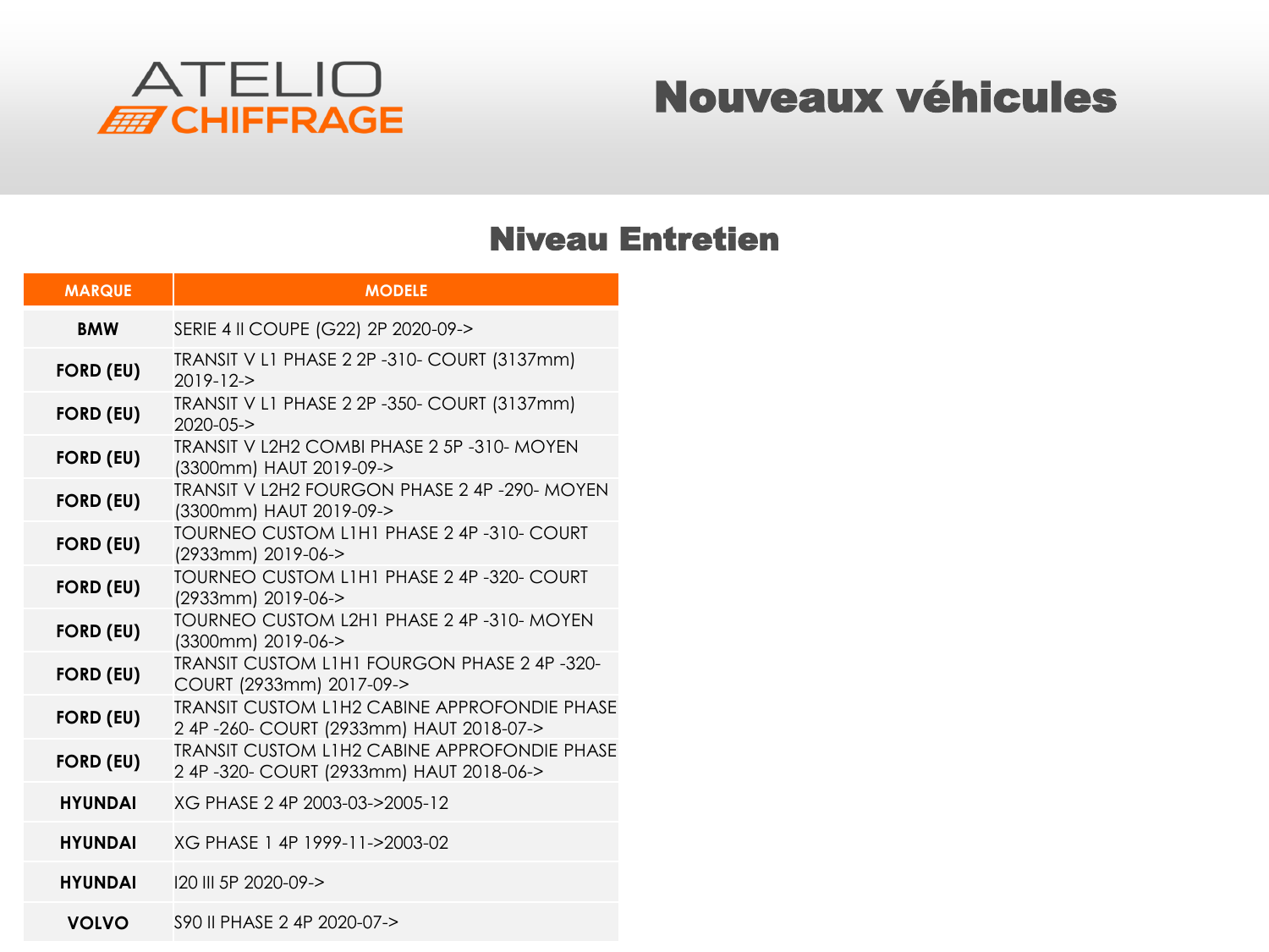ATELIO CHIFFRAGE

# Nouveaux véhicules

## Niveau Entretien

| MARQUE | MODELE |
| --- | --- |
| **BMW** | SERIE 4 II COUPE (G22) 2P 2020-09-> |
| **FORD (EU)** | TRANSIT V L1 PHASE 2 2P -310- COURT (3137mm) 2019-12-> |
| **FORD (EU)** | TRANSIT V L1 PHASE 2 2P -350- COURT (3137mm) 2020-05-> |
| **FORD (EU)** | TRANSIT V L2H2 COMBI PHASE 2 5P -310- MOYEN (3300mm) HAUT 2019-09-> |
| **FORD (EU)** | TRANSIT V L2H2 FOURGON PHASE 2 4P -290- MOYEN (3300mm) HAUT 2019-09-> |
| **FORD (EU)** | TOURNEO CUSTOM L1H1 PHASE 2 4P -310- COURT (2933mm) 2019-06-> |
| **FORD (EU)** | TOURNEO CUSTOM L1H1 PHASE 2 4P -320- COURT (2933mm) 2019-06-> |
| **FORD (EU)** | TOURNEO CUSTOM L2H1 PHASE 2 4P -310- MOYEN (3300mm) 2019-06-> |
| **FORD (EU)** | TRANSIT CUSTOM L1H1 FOURGON PHASE 2 4P -320- COURT (2933mm) 2017-09-> |
| **FORD (EU)** | TRANSIT CUSTOM L1H2 CABINE APPROFONDIE PHASE 2 4P -260- COURT (2933mm) HAUT 2018-07-> |
| **FORD (EU)** | TRANSIT CUSTOM L1H2 CABINE APPROFONDIE PHASE 2 4P -320- COURT (2933mm) HAUT 2018-06-> |
| **HYUNDAI** | XG PHASE 2 4P 2003-03->2005-12 |
| **HYUNDAI** | XG PHASE 1 4P 1999-11->2003-02 |
| **HYUNDAI** | I20 III 5P 2020-09-> |
| **VOLVO** | S90 II PHASE 2 4P 2020-07-> |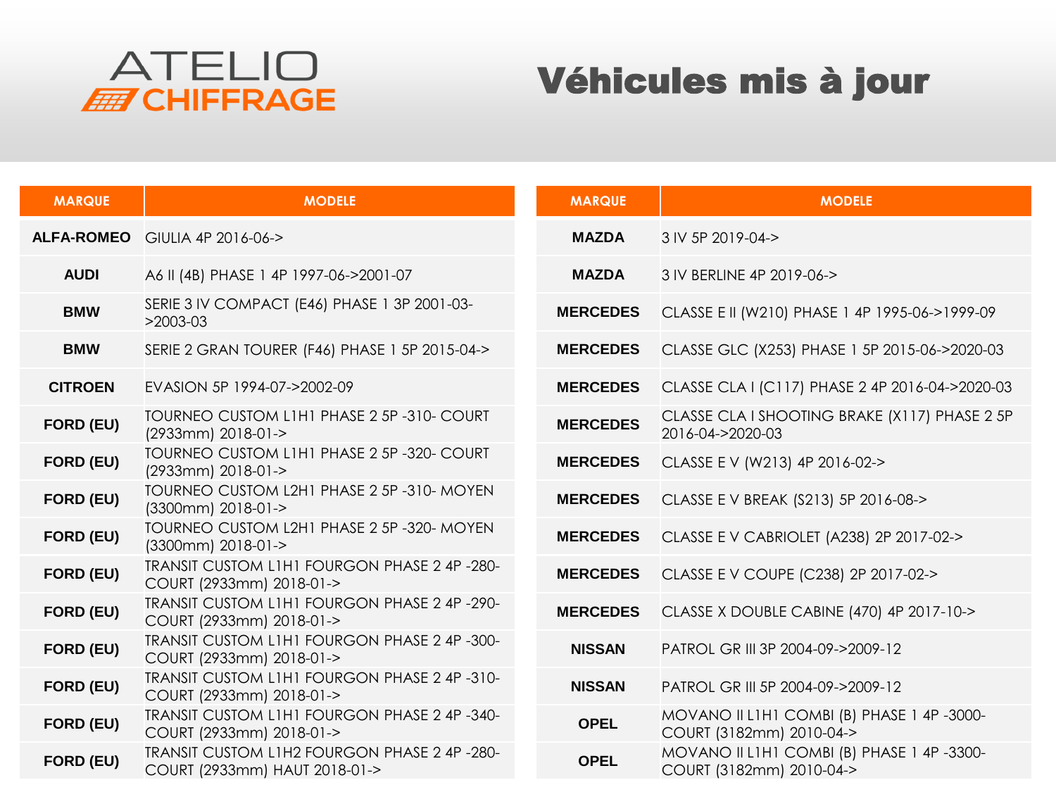ATELIO CHIFFRAGE

# Véhicules mis à jour

| MARQUE | MODELE |
|---|---|
| ALFA-ROMEO | GIULIA 4P 2016-06-> |
| AUDI | A6 II (4B) PHASE 1 4P 1997-06->2001-07 |
| BMW | SERIE 3 IV COMPACT (E46) PHASE 1 3P 2001-03->2003-03 |
| BMW | SERIE 2 GRAN TOURER (F46) PHASE 1 5P 2015-04-> |
| CITROEN | EVASION 5P 1994-07->2002-09 |
| FORD (EU) | TOURNEO CUSTOM L1H1 PHASE 2 5P -310- COURT (2933mm) 2018-01-> |
| FORD (EU) | TOURNEO CUSTOM L1H1 PHASE 2 5P -320- COURT (2933mm) 2018-01-> |
| FORD (EU) | TOURNEO CUSTOM L2H1 PHASE 2 5P -310- MOYEN (3300mm) 2018-01-> |
| FORD (EU) | TOURNEO CUSTOM L2H1 PHASE 2 5P -320- MOYEN (3300mm) 2018-01-> |
| FORD (EU) | TRANSIT CUSTOM L1H1 FOURGON PHASE 2 4P -280- COURT (2933mm) 2018-01-> |
| FORD (EU) | TRANSIT CUSTOM L1H1 FOURGON PHASE 2 4P -290- COURT (2933mm) 2018-01-> |
| FORD (EU) | TRANSIT CUSTOM L1H1 FOURGON PHASE 2 4P -300- COURT (2933mm) 2018-01-> |
| FORD (EU) | TRANSIT CUSTOM L1H1 FOURGON PHASE 2 4P -310- COURT (2933mm) 2018-01-> |
| FORD (EU) | TRANSIT CUSTOM L1H1 FOURGON PHASE 2 4P -340- COURT (2933mm) 2018-01-> |
| FORD (EU) | TRANSIT CUSTOM L1H2 FOURGON PHASE 2 4P -280- COURT (2933mm) HAUT 2018-01-> |
| MAZDA | 3 IV 5P 2019-04-> |
| MAZDA | 3 IV BERLINE 4P 2019-06-> |
| MERCEDES | CLASSE E II (W210) PHASE 1 4P 1995-06->1999-09 |
| MERCEDES | CLASSE GLC (X253) PHASE 1 5P 2015-06->2020-03 |
| MERCEDES | CLASSE CLA I (C117) PHASE 2 4P 2016-04->2020-03 |
| MERCEDES | CLASSE CLA I SHOOTING BRAKE (X117) PHASE 2 5P 2016-04->2020-03 |
| MERCEDES | CLASSE E V (W213) 4P 2016-02-> |
| MERCEDES | CLASSE E V BREAK (S213) 5P 2016-08-> |
| MERCEDES | CLASSE E V CABRIOLET (A238) 2P 2017-02-> |
| MERCEDES | CLASSE E V COUPE (C238) 2P 2017-02-> |
| MERCEDES | CLASSE X DOUBLE CABINE (470) 4P 2017-10-> |
| NISSAN | PATROL GR III 3P 2004-09->2009-12 |
| NISSAN | PATROL GR III 5P 2004-09->2009-12 |
| OPEL | MOVANO II L1H1 COMBI (B) PHASE 1 4P -3000- COURT (3182mm) 2010-04-> |
| OPEL | MOVANO II L1H1 COMBI (B) PHASE 1 4P -3300- COURT (3182mm) 2010-04-> |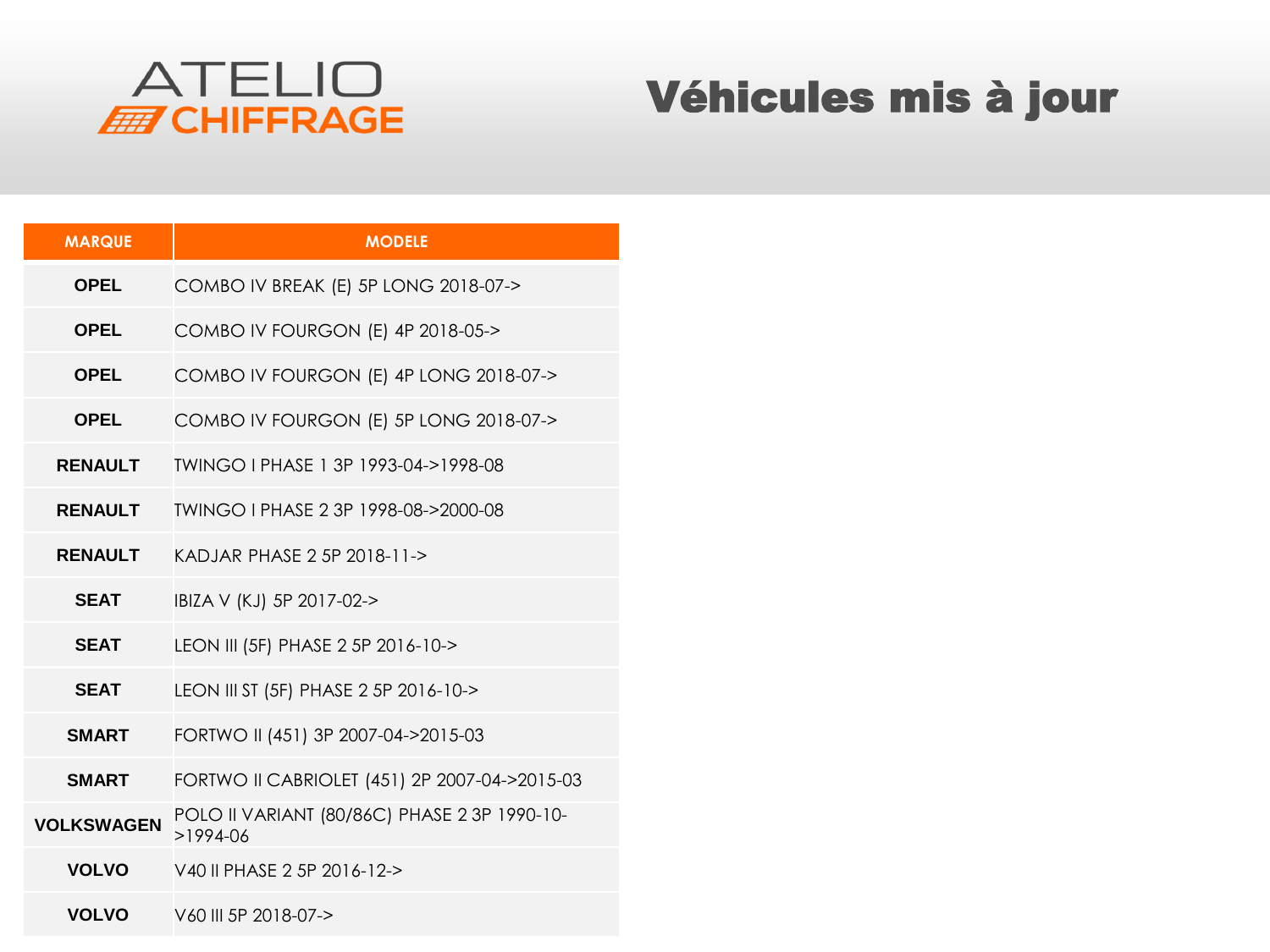ATELIO CHIFFRAGE

# Véhicules mis à jour

| MARQUE | MODELE |
|---|---|
| **OPEL** | COMBO IV BREAK (E) 5P LONG 2018-07-> |
| **OPEL** | COMBO IV FOURGON (E) 4P 2018-05-> |
| **OPEL** | COMBO IV FOURGON (E) 4P LONG 2018-07-> |
| **OPEL** | COMBO IV FOURGON (E) 5P LONG 2018-07-> |
| **RENAULT** | TWINGO I PHASE 1 3P 1993-04->1998-08 |
| **RENAULT** | TWINGO I PHASE 2 3P 1998-08->2000-08 |
| **RENAULT** | KADJAR PHASE 2 5P 2018-11-> |
| **SEAT** | IBIZA V (KJ) 5P 2017-02-> |
| **SEAT** | LEON III (5F) PHASE 2 5P 2016-10-> |
| **SEAT** | LEON III ST (5F) PHASE 2 5P 2016-10-> |
| **SMART** | FORTWO II (451) 3P 2007-04->2015-03 |
| **SMART** | FORTWO II CABRIOLET (451) 2P 2007-04->2015-03 |
| **VOLKSWAGEN** | POLO II VARIANT (80/86C) PHASE 2 3P 1990-10->1994-06 |
| **VOLVO** | V40 II PHASE 2 5P 2016-12-> |
| **VOLVO** | V60 III 5P 2018-07-> |